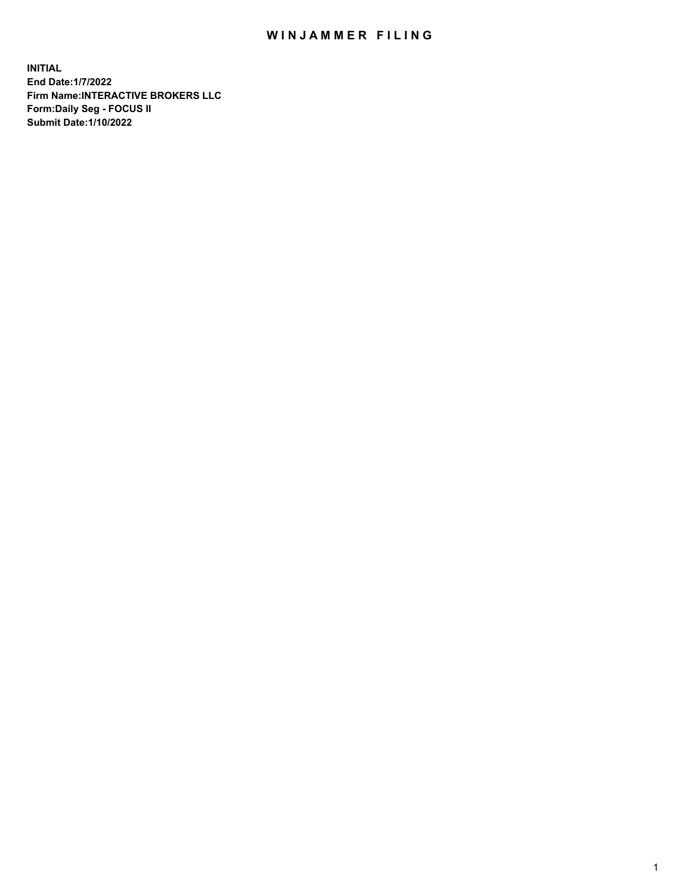# WINJAMMER FILING

**INITIAL**
**End Date:1/7/2022**
**Firm Name:INTERACTIVE BROKERS LLC**
**Form:Daily Seg - FOCUS II**
**Submit Date:1/10/2022**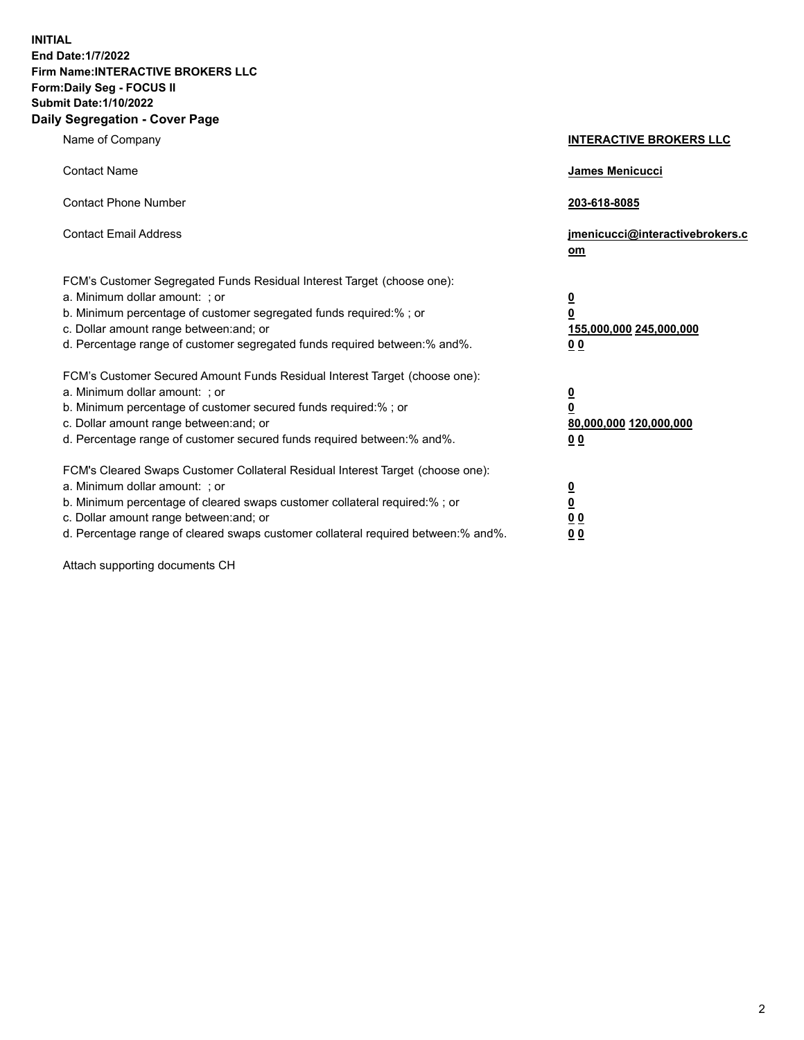**INITIAL**
**End Date:1/7/2022**
**Firm Name:INTERACTIVE BROKERS LLC**
**Form:Daily Seg - FOCUS II**
**Submit Date:1/10/2022**

## Daily Segregation - Cover Page

| | |
|---|---|
| Name of Company | **INTERACTIVE BROKERS LLC** |
| Contact Name | **James Menicucci** |
| Contact Phone Number | **203-618-8085** |
| Contact Email Address | **jmenicucci@interactivebrokers.com** |

FCM's Customer Segregated Funds Residual Interest Target (choose one):

| | |
|---|---|
| a. Minimum dollar amount: ; or | **0** |
| b. Minimum percentage of customer segregated funds required:% ; or | **0** |
| c. Dollar amount range between:and; or | **155,000,000 245,000,000** |
| d. Percentage range of customer segregated funds required between:% and%. | **0 0** |

FCM's Customer Secured Amount Funds Residual Interest Target (choose one):

| | |
|---|---|
| a. Minimum dollar amount: ; or | **0** |
| b. Minimum percentage of customer secured funds required:% ; or | **0** |
| c. Dollar amount range between:and; or | **80,000,000 120,000,000** |
| d. Percentage range of customer secured funds required between:% and%. | **0 0** |

FCM's Cleared Swaps Customer Collateral Residual Interest Target (choose one):

| | |
|---|---|
| a. Minimum dollar amount: ; or | **0** |
| b. Minimum percentage of cleared swaps customer collateral required:% ; or | **0** |
| c. Dollar amount range between:and; or | **0 0** |
| d. Percentage range of cleared swaps customer collateral required between:% and%. | **0 0** |

Attach supporting documents CH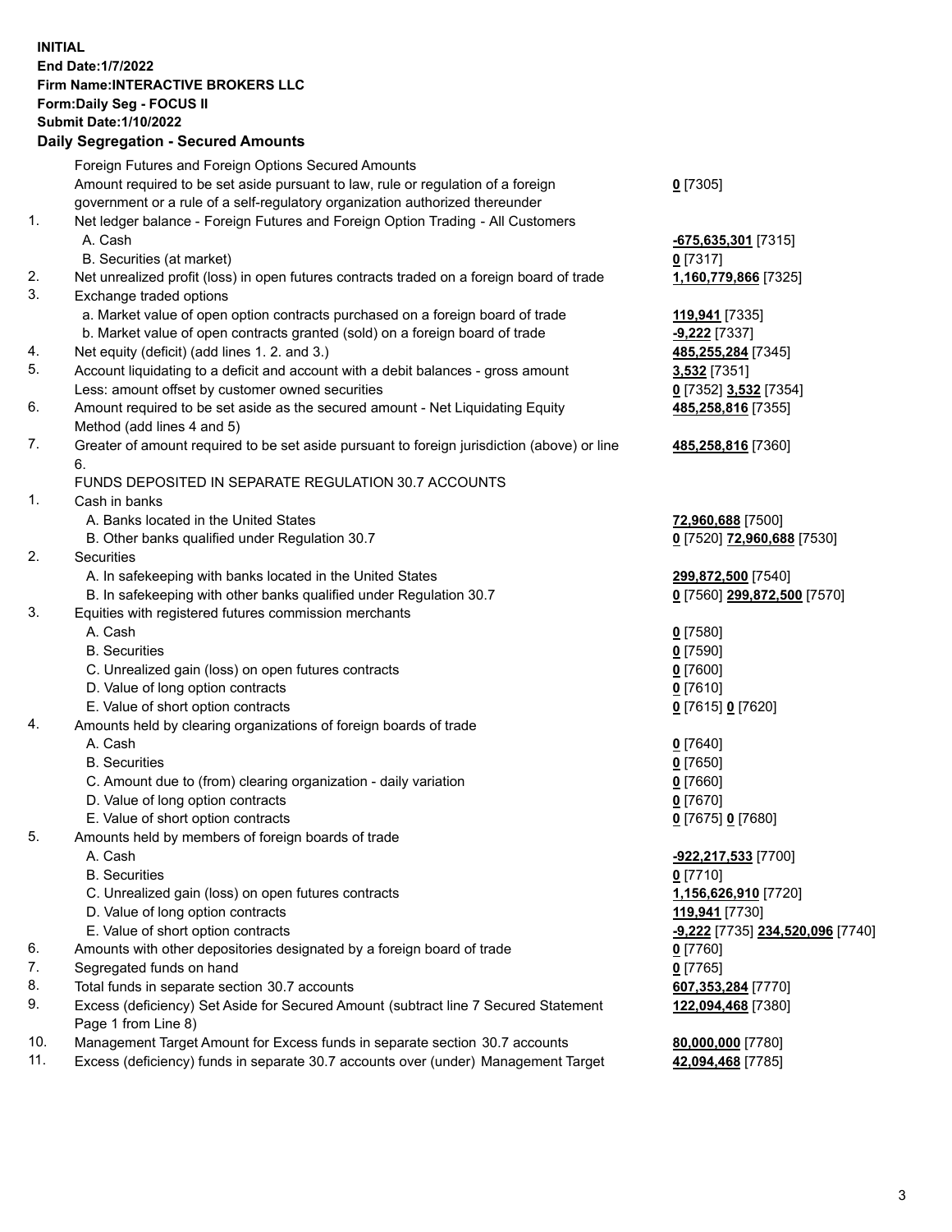**INITIAL**
**End Date:1/7/2022**
**Firm Name:INTERACTIVE BROKERS LLC**
**Form:Daily Seg - FOCUS II**
**Submit Date:1/10/2022**

### Daily Segregation - Secured Amounts

| | | |
|---|---|---|
| | Foreign Futures and Foreign Options Secured Amounts | |
| | Amount required to be set aside pursuant to law, rule or regulation of a foreign government or a rule of a self-regulatory organization authorized thereunder | **0** [7305] |
| 1. | Net ledger balance - Foreign Futures and Foreign Option Trading - All Customers | |
| | A. Cash | **-675,635,301** [7315] |
| | B. Securities (at market) | **0** [7317] |
| 2. | Net unrealized profit (loss) in open futures contracts traded on a foreign board of trade | **1,160,779,866** [7325] |
| 3. | Exchange traded options | |
| | a. Market value of open option contracts purchased on a foreign board of trade | **119,941** [7335] |
| | b. Market value of open contracts granted (sold) on a foreign board of trade | **-9,222** [7337] |
| 4. | Net equity (deficit) (add lines 1. 2. and 3.) | **485,255,284** [7345] |
| 5. | Account liquidating to a deficit and account with a debit balances - gross amount | **3,532** [7351] |
| | Less: amount offset by customer owned securities | **0** [7352] **3,532** [7354] |
| 6. | Amount required to be set aside as the secured amount - Net Liquidating Equity Method (add lines 4 and 5) | **485,258,816** [7355] |
| 7. | Greater of amount required to be set aside pursuant to foreign jurisdiction (above) or line 6. | **485,258,816** [7360] |
| | FUNDS DEPOSITED IN SEPARATE REGULATION 30.7 ACCOUNTS | |
| 1. | Cash in banks | |
| | A. Banks located in the United States | **72,960,688** [7500] |
| | B. Other banks qualified under Regulation 30.7 | **0** [7520] **72,960,688** [7530] |
| 2. | Securities | |
| | A. In safekeeping with banks located in the United States | **299,872,500** [7540] |
| | B. In safekeeping with other banks qualified under Regulation 30.7 | **0** [7560] **299,872,500** [7570] |
| 3. | Equities with registered futures commission merchants | |
| | A. Cash | **0** [7580] |
| | B. Securities | **0** [7590] |
| | C. Unrealized gain (loss) on open futures contracts | **0** [7600] |
| | D. Value of long option contracts | **0** [7610] |
| | E. Value of short option contracts | **0** [7615] **0** [7620] |
| 4. | Amounts held by clearing organizations of foreign boards of trade | |
| | A. Cash | **0** [7640] |
| | B. Securities | **0** [7650] |
| | C. Amount due to (from) clearing organization - daily variation | **0** [7660] |
| | D. Value of long option contracts | **0** [7670] |
| | E. Value of short option contracts | **0** [7675] **0** [7680] |
| 5. | Amounts held by members of foreign boards of trade | |
| | A. Cash | **-922,217,533** [7700] |
| | B. Securities | **0** [7710] |
| | C. Unrealized gain (loss) on open futures contracts | **1,156,626,910** [7720] |
| | D. Value of long option contracts | **119,941** [7730] |
| | E. Value of short option contracts | **-9,222** [7735] **234,520,096** [7740] |
| 6. | Amounts with other depositories designated by a foreign board of trade | **0** [7760] |
| 7. | Segregated funds on hand | **0** [7765] |
| 8. | Total funds in separate section 30.7 accounts | **607,353,284** [7770] |
| 9. | Excess (deficiency) Set Aside for Secured Amount (subtract line 7 Secured Statement Page 1 from Line 8) | **122,094,468** [7380] |
| 10. | Management Target Amount for Excess funds in separate section 30.7 accounts | **80,000,000** [7780] |
| 11. | Excess (deficiency) funds in separate 30.7 accounts over (under) Management Target | **42,094,468** [7785] |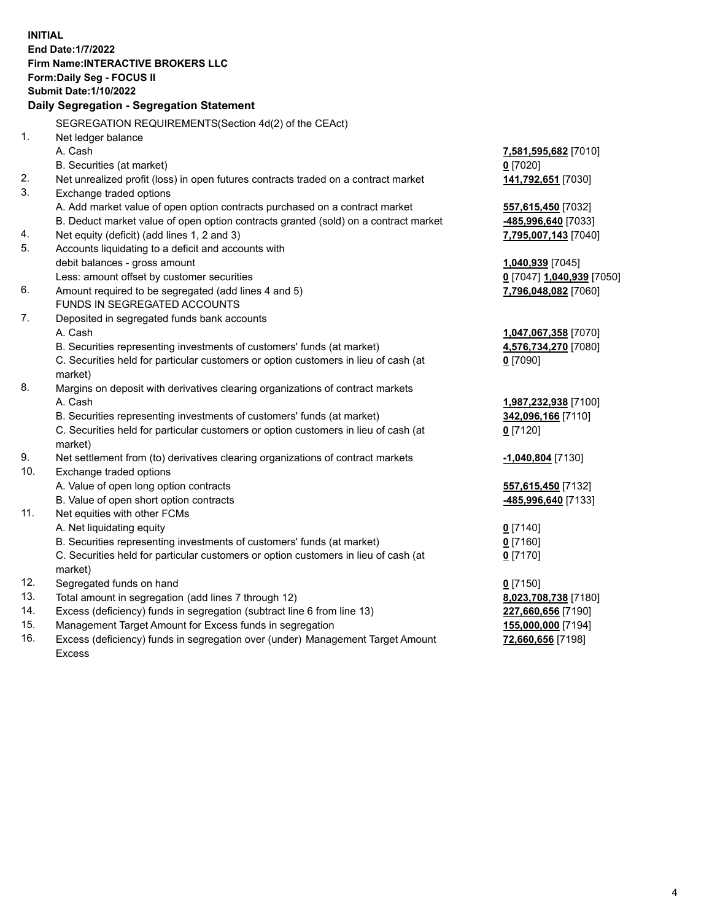**INITIAL**
**End Date:1/7/2022**
**Firm Name:INTERACTIVE BROKERS LLC**
**Form:Daily Seg - FOCUS II**
**Submit Date:1/10/2022**

## Daily Segregation - Segregation Statement

SEGREGATION REQUIREMENTS(Section 4d(2) of the CEAct)

| | | |
|---|---|---|
| 1. | Net ledger balance | |
| | A. Cash | **7,581,595,682** [7010] |
| | B. Securities (at market) | **0** [7020] |
| 2. | Net unrealized profit (loss) in open futures contracts traded on a contract market | **141,792,651** [7030] |
| 3. | Exchange traded options | |
| | A. Add market value of open option contracts purchased on a contract market | **557,615,450** [7032] |
| | B. Deduct market value of open option contracts granted (sold) on a contract market | **-485,996,640** [7033] |
| 4. | Net equity (deficit) (add lines 1, 2 and 3) | **7,795,007,143** [7040] |
| 5. | Accounts liquidating to a deficit and accounts with debit balances - gross amount | **1,040,939** [7045] |
| | Less: amount offset by customer securities | **0** [7047] **1,040,939** [7050] |
| 6. | Amount required to be segregated (add lines 4 and 5) | **7,796,048,082** [7060] |
| | FUNDS IN SEGREGATED ACCOUNTS | |
| 7. | Deposited in segregated funds bank accounts | |
| | A. Cash | **1,047,067,358** [7070] |
| | B. Securities representing investments of customers' funds (at market) | **4,576,734,270** [7080] |
| | C. Securities held for particular customers or option customers in lieu of cash (at market) | **0** [7090] |
| 8. | Margins on deposit with derivatives clearing organizations of contract markets | |
| | A. Cash | **1,987,232,938** [7100] |
| | B. Securities representing investments of customers' funds (at market) | **342,096,166** [7110] |
| | C. Securities held for particular customers or option customers in lieu of cash (at market) | **0** [7120] |
| 9. | Net settlement from (to) derivatives clearing organizations of contract markets | **-1,040,804** [7130] |
| 10. | Exchange traded options | |
| | A. Value of open long option contracts | **557,615,450** [7132] |
| | B. Value of open short option contracts | **-485,996,640** [7133] |
| 11. | Net equities with other FCMs | |
| | A. Net liquidating equity | **0** [7140] |
| | B. Securities representing investments of customers' funds (at market) | **0** [7160] |
| | C. Securities held for particular customers or option customers in lieu of cash (at market) | **0** [7170] |
| 12. | Segregated funds on hand | **0** [7150] |
| 13. | Total amount in segregation (add lines 7 through 12) | **8,023,708,738** [7180] |
| 14. | Excess (deficiency) funds in segregation (subtract line 6 from line 13) | **227,660,656** [7190] |
| 15. | Management Target Amount for Excess funds in segregation | **155,000,000** [7194] |
| 16. | Excess (deficiency) funds in segregation over (under) Management Target Amount Excess | **72,660,656** [7198] |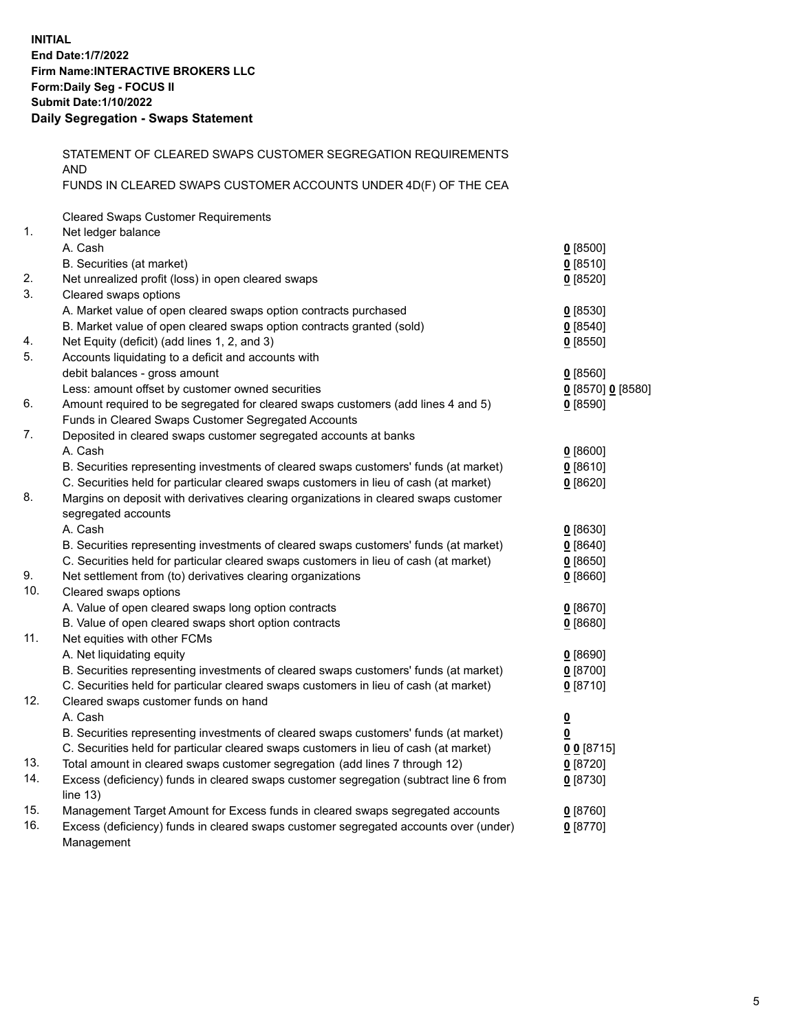**INITIAL**
**End Date:1/7/2022**
**Firm Name:INTERACTIVE BROKERS LLC**
**Form:Daily Seg - FOCUS II**
**Submit Date:1/10/2022**
**Daily Segregation - Swaps Statement**

STATEMENT OF CLEARED SWAPS CUSTOMER SEGREGATION REQUIREMENTS AND FUNDS IN CLEARED SWAPS CUSTOMER ACCOUNTS UNDER 4D(F) OF THE CEA

| | | |
|---|---|---|
| | Cleared Swaps Customer Requirements | |
| 1. | Net ledger balance | |
| | A. Cash | 0 [8500] |
| | B. Securities (at market) | 0 [8510] |
| 2. | Net unrealized profit (loss) in open cleared swaps | 0 [8520] |
| 3. | Cleared swaps options | |
| | A. Market value of open cleared swaps option contracts purchased | 0 [8530] |
| | B. Market value of open cleared swaps option contracts granted (sold) | 0 [8540] |
| 4. | Net Equity (deficit) (add lines 1, 2, and 3) | 0 [8550] |
| 5. | Accounts liquidating to a deficit and accounts with | |
| | debit balances - gross amount | 0 [8560] |
| | Less: amount offset by customer owned securities | 0 [8570] 0 [8580] |
| 6. | Amount required to be segregated for cleared swaps customers (add lines 4 and 5) | 0 [8590] |
| | Funds in Cleared Swaps Customer Segregated Accounts | |
| 7. | Deposited in cleared swaps customer segregated accounts at banks | |
| | A. Cash | 0 [8600] |
| | B. Securities representing investments of cleared swaps customers' funds (at market) | 0 [8610] |
| | C. Securities held for particular cleared swaps customers in lieu of cash (at market) | 0 [8620] |
| 8. | Margins on deposit with derivatives clearing organizations in cleared swaps customer segregated accounts | |
| | A. Cash | 0 [8630] |
| | B. Securities representing investments of cleared swaps customers' funds (at market) | 0 [8640] |
| | C. Securities held for particular cleared swaps customers in lieu of cash (at market) | 0 [8650] |
| 9. | Net settlement from (to) derivatives clearing organizations | 0 [8660] |
| 10. | Cleared swaps options | |
| | A. Value of open cleared swaps long option contracts | 0 [8670] |
| | B. Value of open cleared swaps short option contracts | 0 [8680] |
| 11. | Net equities with other FCMs | |
| | A. Net liquidating equity | 0 [8690] |
| | B. Securities representing investments of cleared swaps customers' funds (at market) | 0 [8700] |
| | C. Securities held for particular cleared swaps customers in lieu of cash (at market) | 0 [8710] |
| 12. | Cleared swaps customer funds on hand | |
| | A. Cash | 0 |
| | B. Securities representing investments of cleared swaps customers' funds (at market) | 0 |
| | C. Securities held for particular cleared swaps customers in lieu of cash (at market) | 0 0 [8715] |
| 13. | Total amount in cleared swaps customer segregation (add lines 7 through 12) | 0 [8720] |
| 14. | Excess (deficiency) funds in cleared swaps customer segregation (subtract line 6 from line 13) | 0 [8730] |
| 15. | Management Target Amount for Excess funds in cleared swaps segregated accounts | 0 [8760] |
| 16. | Excess (deficiency) funds in cleared swaps customer segregated accounts over (under) Management | 0 [8770] |